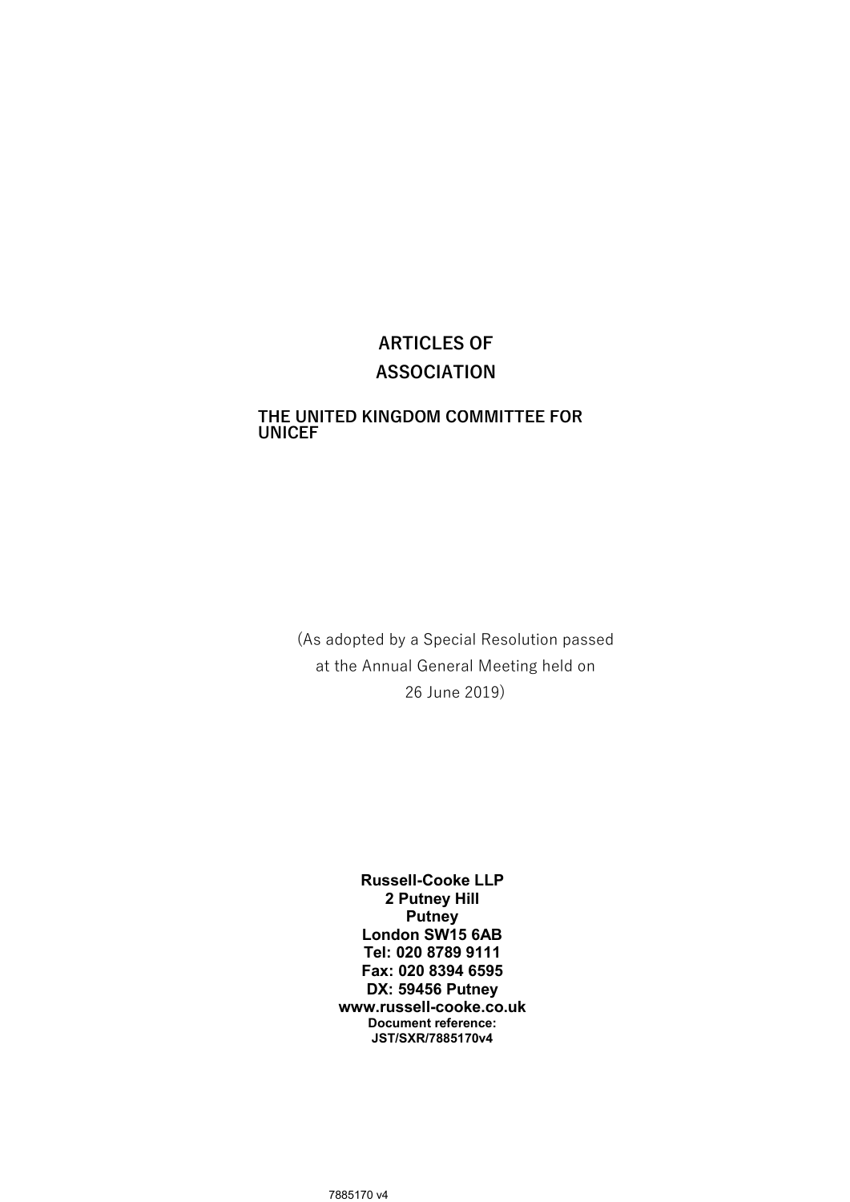# ARTICLES OF ASSOCIATION

## THE UNITED KINGDOM COMMITTEE FOR UNICEF

(As adopted by a Special Resolution passed at the Annual General Meeting held on 26 June 2019)

**Russell-Cooke LLP**
**2 Putney Hill**
**Putney**
**London SW15 6AB**
**Tel: 020 8789 9111**
**Fax: 020 8394 6595**
**DX: 59456 Putney**
**www.russell-cooke.co.uk**
**Document reference: JST/SXR/7885170v4**

7885170 v4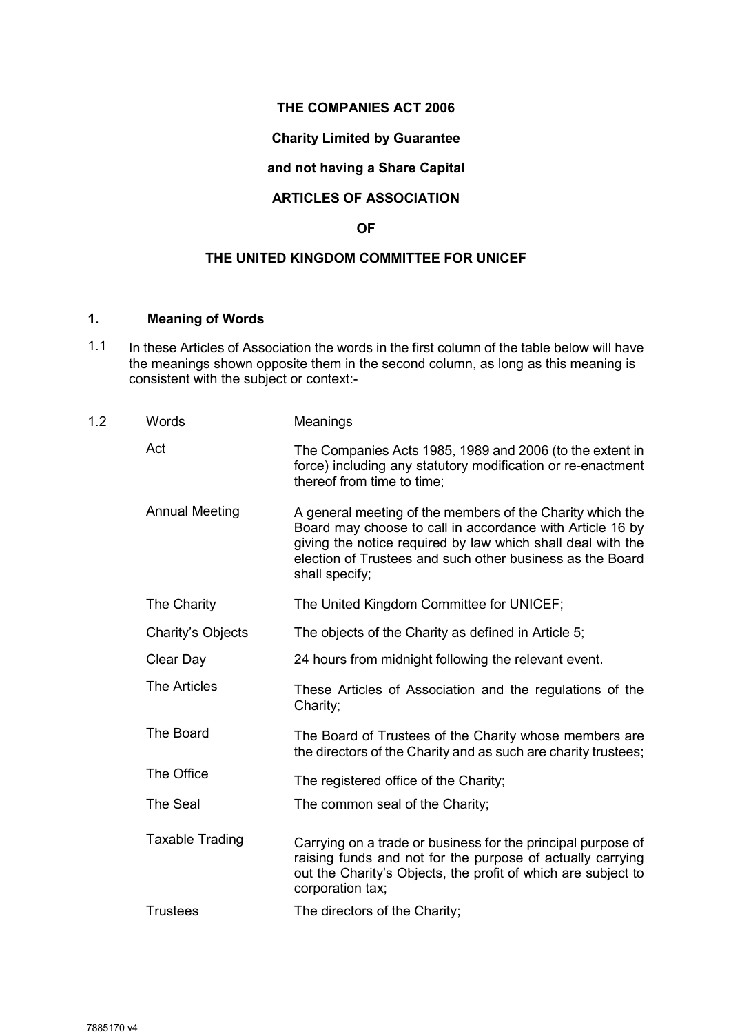**THE COMPANIES ACT 2006**

**Charity Limited by Guarantee**

**and not having a Share Capital**

**ARTICLES OF ASSOCIATION**

**OF**

**THE UNITED KINGDOM COMMITTEE FOR UNICEF**

## 1. Meaning of Words

1.1 In these Articles of Association the words in the first column of the table below will have the meanings shown opposite them in the second column, as long as this meaning is consistent with the subject or context:-

1.2

| Words | Meanings |
|---|---|
| Act | The Companies Acts 1985, 1989 and 2006 (to the extent in force) including any statutory modification or re-enactment thereof from time to time; |
| Annual Meeting | A general meeting of the members of the Charity which the Board may choose to call in accordance with Article 16 by giving the notice required by law which shall deal with the election of Trustees and such other business as the Board shall specify; |
| The Charity | The United Kingdom Committee for UNICEF; |
| Charity's Objects | The objects of the Charity as defined in Article 5; |
| Clear Day | 24 hours from midnight following the relevant event. |
| The Articles | These Articles of Association and the regulations of the Charity; |
| The Board | The Board of Trustees of the Charity whose members are the directors of the Charity and as such are charity trustees; |
| The Office | The registered office of the Charity; |
| The Seal | The common seal of the Charity; |
| Taxable Trading | Carrying on a trade or business for the principal purpose of raising funds and not for the purpose of actually carrying out the Charity's Objects, the profit of which are subject to corporation tax; |
| Trustees | The directors of the Charity; |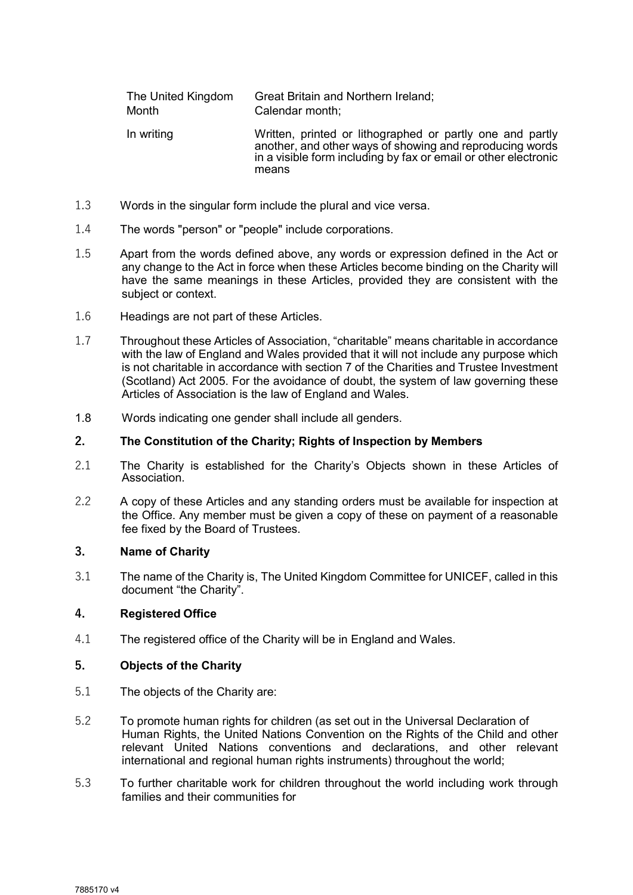| | |
|---|---|
| The United Kingdom | Great Britain and Northern Ireland; |
| Month | Calendar month; |
| In writing | Written, printed or lithographed or partly one and partly another, and other ways of showing and reproducing words in a visible form including by fax or email or other electronic means |

1.3 Words in the singular form include the plural and vice versa.

1.4 The words "person" or "people" include corporations.

1.5 Apart from the words defined above, any words or expression defined in the Act or any change to the Act in force when these Articles become binding on the Charity will have the same meanings in these Articles, provided they are consistent with the subject or context.

1.6 Headings are not part of these Articles.

1.7 Throughout these Articles of Association, "charitable" means charitable in accordance with the law of England and Wales provided that it will not include any purpose which is not charitable in accordance with section 7 of the Charities and Trustee Investment (Scotland) Act 2005. For the avoidance of doubt, the system of law governing these Articles of Association is the law of England and Wales.

1.8 Words indicating one gender shall include all genders.

## 2. The Constitution of the Charity; Rights of Inspection by Members

2.1 The Charity is established for the Charity's Objects shown in these Articles of Association.

2.2 A copy of these Articles and any standing orders must be available for inspection at the Office. Any member must be given a copy of these on payment of a reasonable fee fixed by the Board of Trustees.

## 3. Name of Charity

3.1 The name of the Charity is, The United Kingdom Committee for UNICEF, called in this document "the Charity".

## 4. Registered Office

4.1 The registered office of the Charity will be in England and Wales.

## 5. Objects of the Charity

5.1 The objects of the Charity are:

5.2 To promote human rights for children (as set out in the Universal Declaration of Human Rights, the United Nations Convention on the Rights of the Child and other relevant United Nations conventions and declarations, and other relevant international and regional human rights instruments) throughout the world;

5.3 To further charitable work for children throughout the world including work through families and their communities for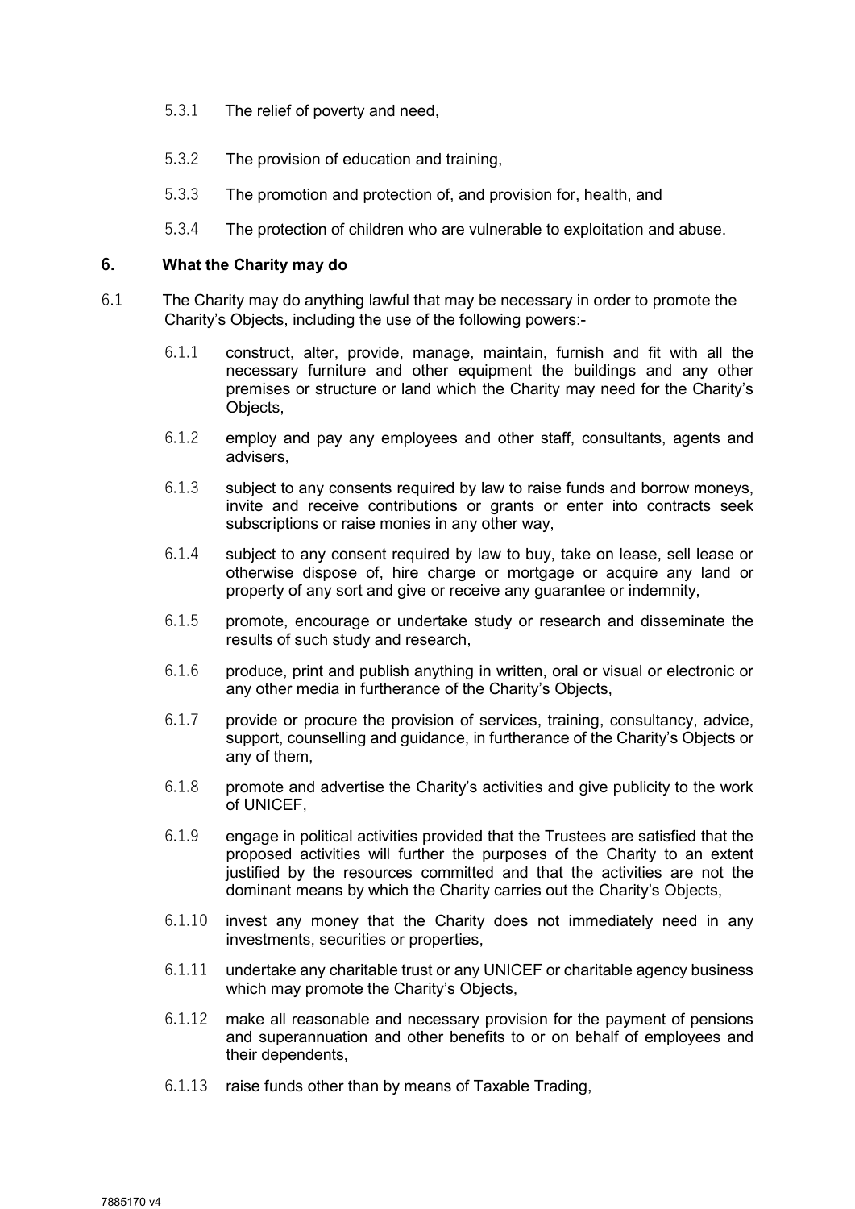5.3.1 The relief of poverty and need,

5.3.2 The provision of education and training,

5.3.3 The promotion and protection of, and provision for, health, and

5.3.4 The protection of children who are vulnerable to exploitation and abuse.

## 6. What the Charity may do

6.1 The Charity may do anything lawful that may be necessary in order to promote the Charity's Objects, including the use of the following powers:-

6.1.1 construct, alter, provide, manage, maintain, furnish and fit with all the necessary furniture and other equipment the buildings and any other premises or structure or land which the Charity may need for the Charity's Objects,

6.1.2 employ and pay any employees and other staff, consultants, agents and advisers,

6.1.3 subject to any consents required by law to raise funds and borrow moneys, invite and receive contributions or grants or enter into contracts seek subscriptions or raise monies in any other way,

6.1.4 subject to any consent required by law to buy, take on lease, sell lease or otherwise dispose of, hire charge or mortgage or acquire any land or property of any sort and give or receive any guarantee or indemnity,

6.1.5 promote, encourage or undertake study or research and disseminate the results of such study and research,

6.1.6 produce, print and publish anything in written, oral or visual or electronic or any other media in furtherance of the Charity's Objects,

6.1.7 provide or procure the provision of services, training, consultancy, advice, support, counselling and guidance, in furtherance of the Charity's Objects or any of them,

6.1.8 promote and advertise the Charity's activities and give publicity to the work of UNICEF,

6.1.9 engage in political activities provided that the Trustees are satisfied that the proposed activities will further the purposes of the Charity to an extent justified by the resources committed and that the activities are not the dominant means by which the Charity carries out the Charity's Objects,

6.1.10 invest any money that the Charity does not immediately need in any investments, securities or properties,

6.1.11 undertake any charitable trust or any UNICEF or charitable agency business which may promote the Charity's Objects,

6.1.12 make all reasonable and necessary provision for the payment of pensions and superannuation and other benefits to or on behalf of employees and their dependents,

6.1.13 raise funds other than by means of Taxable Trading,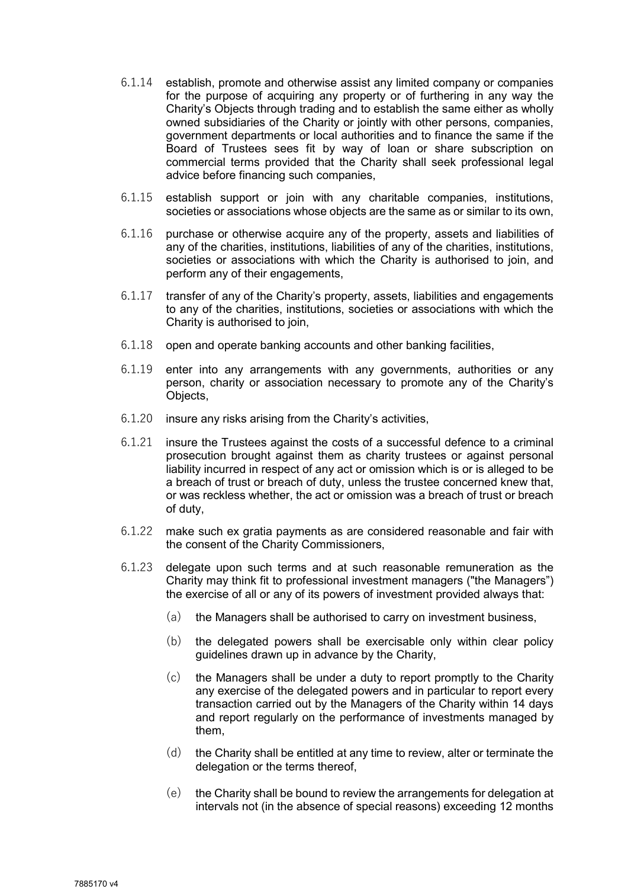6.1.14 establish, promote and otherwise assist any limited company or companies for the purpose of acquiring any property or of furthering in any way the Charity's Objects through trading and to establish the same either as wholly owned subsidiaries of the Charity or jointly with other persons, companies, government departments or local authorities and to finance the same if the Board of Trustees sees fit by way of loan or share subscription on commercial terms provided that the Charity shall seek professional legal advice before financing such companies,

6.1.15 establish support or join with any charitable companies, institutions, societies or associations whose objects are the same as or similar to its own,

6.1.16 purchase or otherwise acquire any of the property, assets and liabilities of any of the charities, institutions, liabilities of any of the charities, institutions, societies or associations with which the Charity is authorised to join, and perform any of their engagements,

6.1.17 transfer of any of the Charity's property, assets, liabilities and engagements to any of the charities, institutions, societies or associations with which the Charity is authorised to join,

6.1.18 open and operate banking accounts and other banking facilities,

6.1.19 enter into any arrangements with any governments, authorities or any person, charity or association necessary to promote any of the Charity's Objects,

6.1.20 insure any risks arising from the Charity's activities,

6.1.21 insure the Trustees against the costs of a successful defence to a criminal prosecution brought against them as charity trustees or against personal liability incurred in respect of any act or omission which is or is alleged to be a breach of trust or breach of duty, unless the trustee concerned knew that, or was reckless whether, the act or omission was a breach of trust or breach of duty,

6.1.22 make such ex gratia payments as are considered reasonable and fair with the consent of the Charity Commissioners,

6.1.23 delegate upon such terms and at such reasonable remuneration as the Charity may think fit to professional investment managers ("the Managers") the exercise of all or any of its powers of investment provided always that:

(a) the Managers shall be authorised to carry on investment business,

(b) the delegated powers shall be exercisable only within clear policy guidelines drawn up in advance by the Charity,

(c) the Managers shall be under a duty to report promptly to the Charity any exercise of the delegated powers and in particular to report every transaction carried out by the Managers of the Charity within 14 days and report regularly on the performance of investments managed by them,

(d) the Charity shall be entitled at any time to review, alter or terminate the delegation or the terms thereof,

(e) the Charity shall be bound to review the arrangements for delegation at intervals not (in the absence of special reasons) exceeding 12 months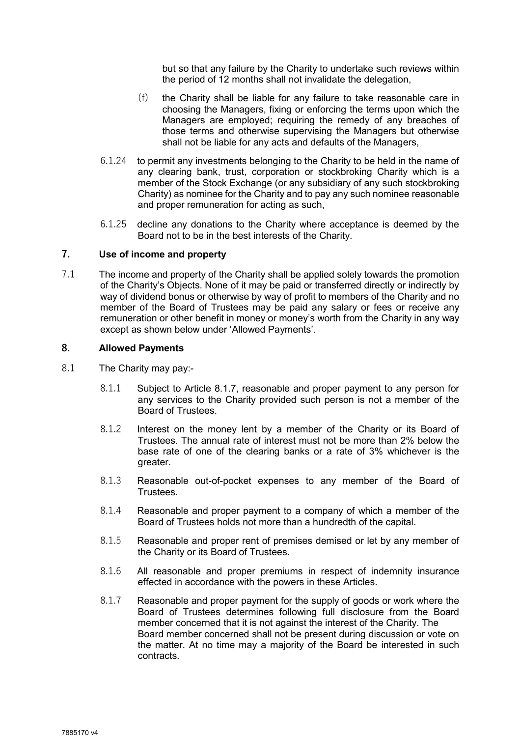but so that any failure by the Charity to undertake such reviews within the period of 12 months shall not invalidate the delegation,

(f) the Charity shall be liable for any failure to take reasonable care in choosing the Managers, fixing or enforcing the terms upon which the Managers are employed; requiring the remedy of any breaches of those terms and otherwise supervising the Managers but otherwise shall not be liable for any acts and defaults of the Managers,

6.1.24 to permit any investments belonging to the Charity to be held in the name of any clearing bank, trust, corporation or stockbroking Charity which is a member of the Stock Exchange (or any subsidiary of any such stockbroking Charity) as nominee for the Charity and to pay any such nominee reasonable and proper remuneration for acting as such,

6.1.25 decline any donations to the Charity where acceptance is deemed by the Board not to be in the best interests of the Charity.

## 7. Use of income and property

7.1 The income and property of the Charity shall be applied solely towards the promotion of the Charity's Objects. None of it may be paid or transferred directly or indirectly by way of dividend bonus or otherwise by way of profit to members of the Charity and no member of the Board of Trustees may be paid any salary or fees or receive any remuneration or other benefit in money or money's worth from the Charity in any way except as shown below under 'Allowed Payments'.

## 8. Allowed Payments

8.1 The Charity may pay:-

8.1.1 Subject to Article 8.1.7, reasonable and proper payment to any person for any services to the Charity provided such person is not a member of the Board of Trustees.

8.1.2 Interest on the money lent by a member of the Charity or its Board of Trustees. The annual rate of interest must not be more than 2% below the base rate of one of the clearing banks or a rate of 3% whichever is the greater.

8.1.3 Reasonable out-of-pocket expenses to any member of the Board of Trustees.

8.1.4 Reasonable and proper payment to a company of which a member of the Board of Trustees holds not more than a hundredth of the capital.

8.1.5 Reasonable and proper rent of premises demised or let by any member of the Charity or its Board of Trustees.

8.1.6 All reasonable and proper premiums in respect of indemnity insurance effected in accordance with the powers in these Articles.

8.1.7 Reasonable and proper payment for the supply of goods or work where the Board of Trustees determines following full disclosure from the Board member concerned that it is not against the interest of the Charity. The Board member concerned shall not be present during discussion or vote on the matter. At no time may a majority of the Board be interested in such contracts.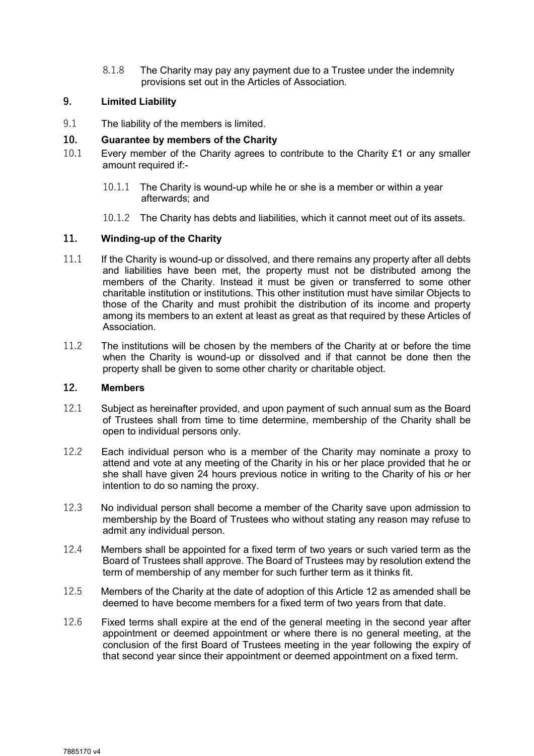8.1.8 The Charity may pay any payment due to a Trustee under the indemnity provisions set out in the Articles of Association.

## 9. Limited Liability

9.1 The liability of the members is limited.

## 10. Guarantee by members of the Charity

10.1 Every member of the Charity agrees to contribute to the Charity £1 or any smaller amount required if:-

10.1.1 The Charity is wound-up while he or she is a member or within a year afterwards; and

10.1.2 The Charity has debts and liabilities, which it cannot meet out of its assets.

## 11. Winding-up of the Charity

11.1 If the Charity is wound-up or dissolved, and there remains any property after all debts and liabilities have been met, the property must not be distributed among the members of the Charity. Instead it must be given or transferred to some other charitable institution or institutions. This other institution must have similar Objects to those of the Charity and must prohibit the distribution of its income and property among its members to an extent at least as great as that required by these Articles of Association.

11.2 The institutions will be chosen by the members of the Charity at or before the time when the Charity is wound-up or dissolved and if that cannot be done then the property shall be given to some other charity or charitable object.

## 12. Members

12.1 Subject as hereinafter provided, and upon payment of such annual sum as the Board of Trustees shall from time to time determine, membership of the Charity shall be open to individual persons only.

12.2 Each individual person who is a member of the Charity may nominate a proxy to attend and vote at any meeting of the Charity in his or her place provided that he or she shall have given 24 hours previous notice in writing to the Charity of his or her intention to do so naming the proxy.

12.3 No individual person shall become a member of the Charity save upon admission to membership by the Board of Trustees who without stating any reason may refuse to admit any individual person.

12.4 Members shall be appointed for a fixed term of two years or such varied term as the Board of Trustees shall approve. The Board of Trustees may by resolution extend the term of membership of any member for such further term as it thinks fit.

12.5 Members of the Charity at the date of adoption of this Article 12 as amended shall be deemed to have become members for a fixed term of two years from that date.

12.6 Fixed terms shall expire at the end of the general meeting in the second year after appointment or deemed appointment or where there is no general meeting, at the conclusion of the first Board of Trustees meeting in the year following the expiry of that second year since their appointment or deemed appointment on a fixed term.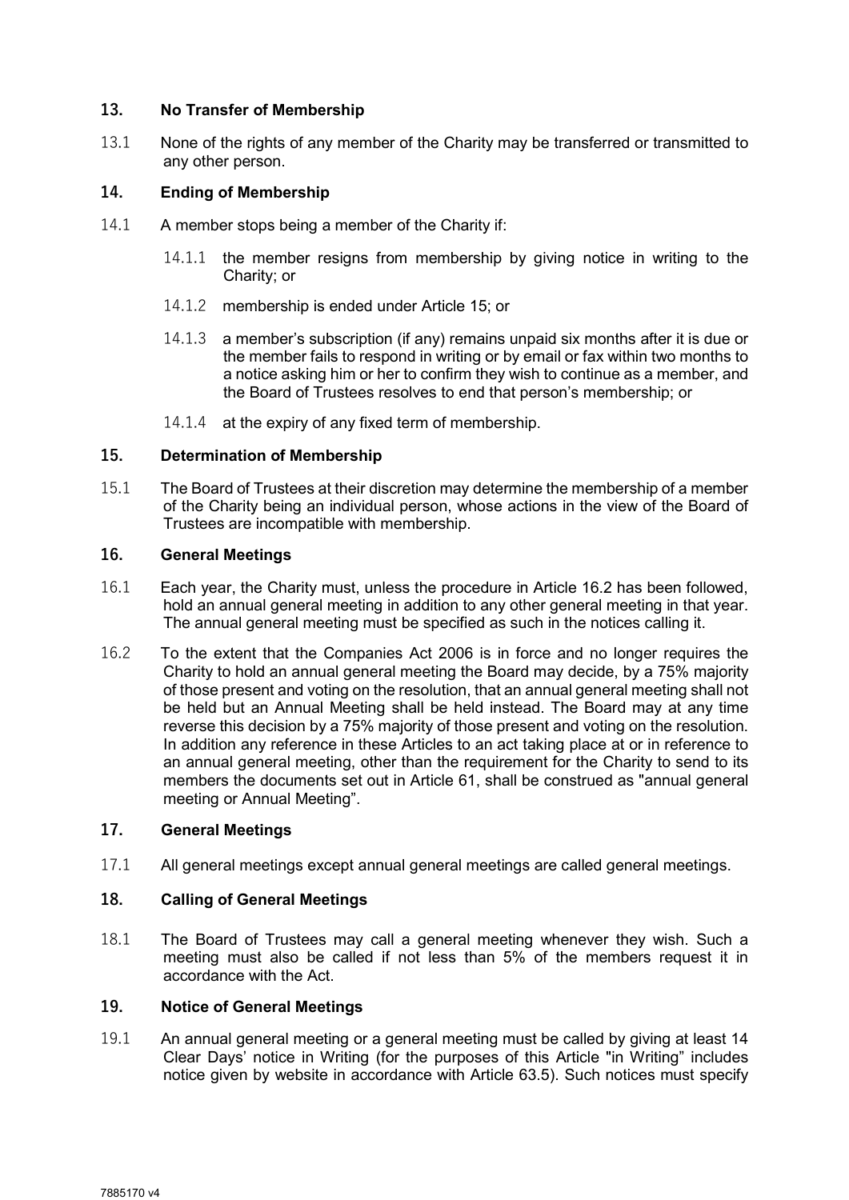## 13. No Transfer of Membership

13.1 None of the rights of any member of the Charity may be transferred or transmitted to any other person.

## 14. Ending of Membership

14.1 A member stops being a member of the Charity if:

14.1.1 the member resigns from membership by giving notice in writing to the Charity; or

14.1.2 membership is ended under Article 15; or

14.1.3 a member's subscription (if any) remains unpaid six months after it is due or the member fails to respond in writing or by email or fax within two months to a notice asking him or her to confirm they wish to continue as a member, and the Board of Trustees resolves to end that person's membership; or

14.1.4 at the expiry of any fixed term of membership.

## 15. Determination of Membership

15.1 The Board of Trustees at their discretion may determine the membership of a member of the Charity being an individual person, whose actions in the view of the Board of Trustees are incompatible with membership.

## 16. General Meetings

16.1 Each year, the Charity must, unless the procedure in Article 16.2 has been followed, hold an annual general meeting in addition to any other general meeting in that year. The annual general meeting must be specified as such in the notices calling it.

16.2 To the extent that the Companies Act 2006 is in force and no longer requires the Charity to hold an annual general meeting the Board may decide, by a 75% majority of those present and voting on the resolution, that an annual general meeting shall not be held but an Annual Meeting shall be held instead. The Board may at any time reverse this decision by a 75% majority of those present and voting on the resolution. In addition any reference in these Articles to an act taking place at or in reference to an annual general meeting, other than the requirement for the Charity to send to its members the documents set out in Article 61, shall be construed as "annual general meeting or Annual Meeting".

## 17. General Meetings

17.1 All general meetings except annual general meetings are called general meetings.

## 18. Calling of General Meetings

18.1 The Board of Trustees may call a general meeting whenever they wish. Such a meeting must also be called if not less than 5% of the members request it in accordance with the Act.

## 19. Notice of General Meetings

19.1 An annual general meeting or a general meeting must be called by giving at least 14 Clear Days' notice in Writing (for the purposes of this Article "in Writing" includes notice given by website in accordance with Article 63.5). Such notices must specify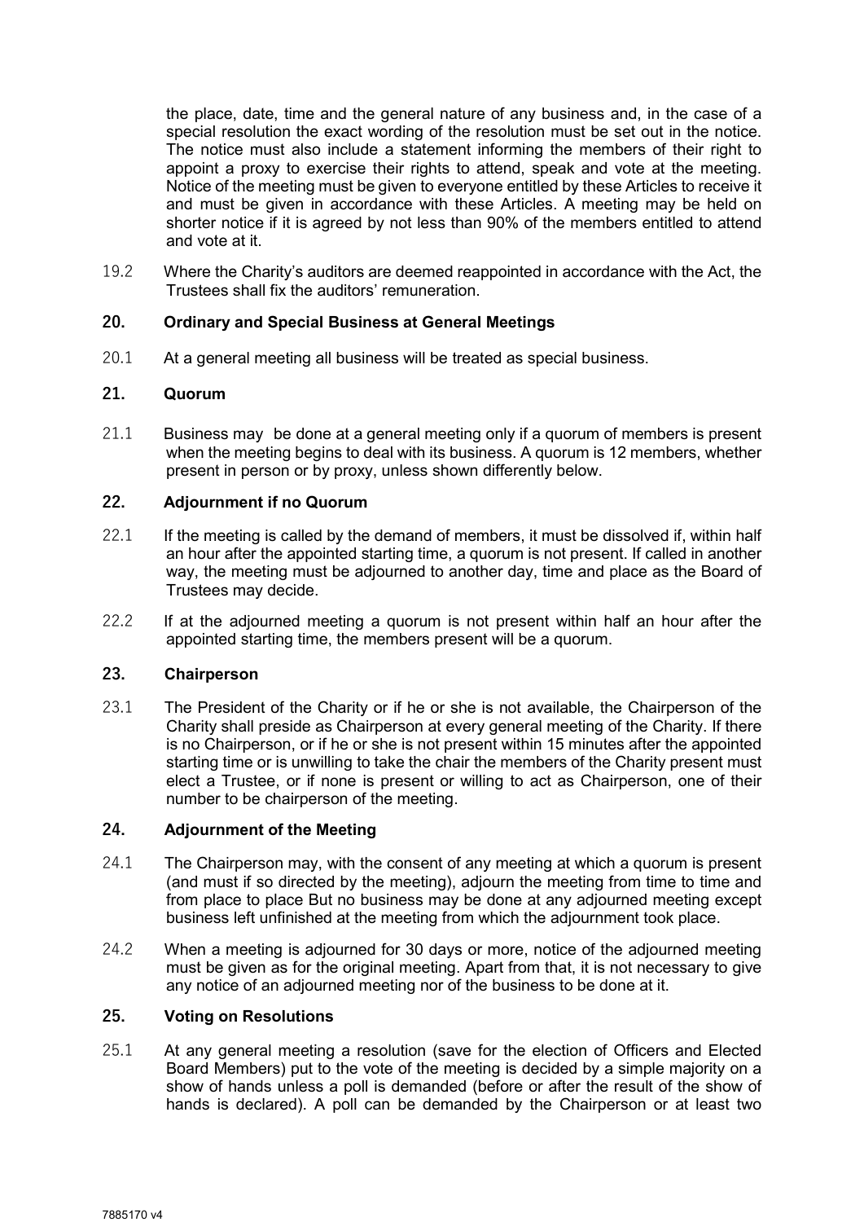the place, date, time and the general nature of any business and, in the case of a special resolution the exact wording of the resolution must be set out in the notice. The notice must also include a statement informing the members of their right to appoint a proxy to exercise their rights to attend, speak and vote at the meeting. Notice of the meeting must be given to everyone entitled by these Articles to receive it and must be given in accordance with these Articles. A meeting may be held on shorter notice if it is agreed by not less than 90% of the members entitled to attend and vote at it.

19.2 Where the Charity's auditors are deemed reappointed in accordance with the Act, the Trustees shall fix the auditors' remuneration.

## 20. Ordinary and Special Business at General Meetings

20.1 At a general meeting all business will be treated as special business.

## 21. Quorum

21.1 Business may be done at a general meeting only if a quorum of members is present when the meeting begins to deal with its business. A quorum is 12 members, whether present in person or by proxy, unless shown differently below.

## 22. Adjournment if no Quorum

22.1 If the meeting is called by the demand of members, it must be dissolved if, within half an hour after the appointed starting time, a quorum is not present. If called in another way, the meeting must be adjourned to another day, time and place as the Board of Trustees may decide.

22.2 If at the adjourned meeting a quorum is not present within half an hour after the appointed starting time, the members present will be a quorum.

## 23. Chairperson

23.1 The President of the Charity or if he or she is not available, the Chairperson of the Charity shall preside as Chairperson at every general meeting of the Charity. If there is no Chairperson, or if he or she is not present within 15 minutes after the appointed starting time or is unwilling to take the chair the members of the Charity present must elect a Trustee, or if none is present or willing to act as Chairperson, one of their number to be chairperson of the meeting.

## 24. Adjournment of the Meeting

24.1 The Chairperson may, with the consent of any meeting at which a quorum is present (and must if so directed by the meeting), adjourn the meeting from time to time and from place to place But no business may be done at any adjourned meeting except business left unfinished at the meeting from which the adjournment took place.

24.2 When a meeting is adjourned for 30 days or more, notice of the adjourned meeting must be given as for the original meeting. Apart from that, it is not necessary to give any notice of an adjourned meeting nor of the business to be done at it.

## 25. Voting on Resolutions

25.1 At any general meeting a resolution (save for the election of Officers and Elected Board Members) put to the vote of the meeting is decided by a simple majority on a show of hands unless a poll is demanded (before or after the result of the show of hands is declared). A poll can be demanded by the Chairperson or at least two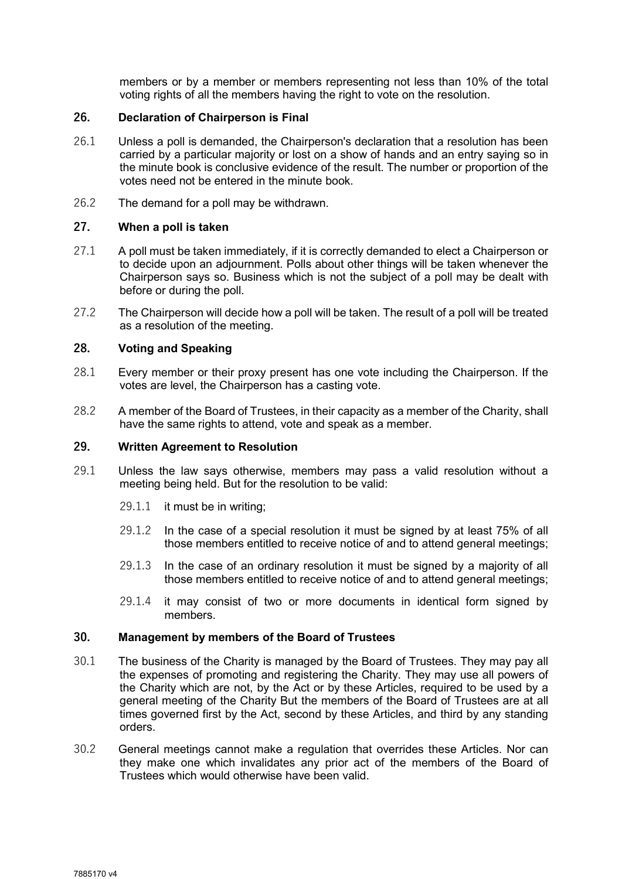members or by a member or members representing not less than 10% of the total voting rights of all the members having the right to vote on the resolution.

## 26. Declaration of Chairperson is Final

26.1 Unless a poll is demanded, the Chairperson's declaration that a resolution has been carried by a particular majority or lost on a show of hands and an entry saying so in the minute book is conclusive evidence of the result. The number or proportion of the votes need not be entered in the minute book.

26.2 The demand for a poll may be withdrawn.

## 27. When a poll is taken

27.1 A poll must be taken immediately, if it is correctly demanded to elect a Chairperson or to decide upon an adjournment. Polls about other things will be taken whenever the Chairperson says so. Business which is not the subject of a poll may be dealt with before or during the poll.

27.2 The Chairperson will decide how a poll will be taken. The result of a poll will be treated as a resolution of the meeting.

## 28. Voting and Speaking

28.1 Every member or their proxy present has one vote including the Chairperson. If the votes are level, the Chairperson has a casting vote.

28.2 A member of the Board of Trustees, in their capacity as a member of the Charity, shall have the same rights to attend, vote and speak as a member.

## 29. Written Agreement to Resolution

29.1 Unless the law says otherwise, members may pass a valid resolution without a meeting being held. But for the resolution to be valid:

- 29.1.1 it must be in writing;
- 29.1.2 In the case of a special resolution it must be signed by at least 75% of all those members entitled to receive notice of and to attend general meetings;
- 29.1.3 In the case of an ordinary resolution it must be signed by a majority of all those members entitled to receive notice of and to attend general meetings;
- 29.1.4 it may consist of two or more documents in identical form signed by members.

## 30. Management by members of the Board of Trustees

30.1 The business of the Charity is managed by the Board of Trustees. They may pay all the expenses of promoting and registering the Charity. They may use all powers of the Charity which are not, by the Act or by these Articles, required to be used by a general meeting of the Charity But the members of the Board of Trustees are at all times governed first by the Act, second by these Articles, and third by any standing orders.

30.2 General meetings cannot make a regulation that overrides these Articles. Nor can they make one which invalidates any prior act of the members of the Board of Trustees which would otherwise have been valid.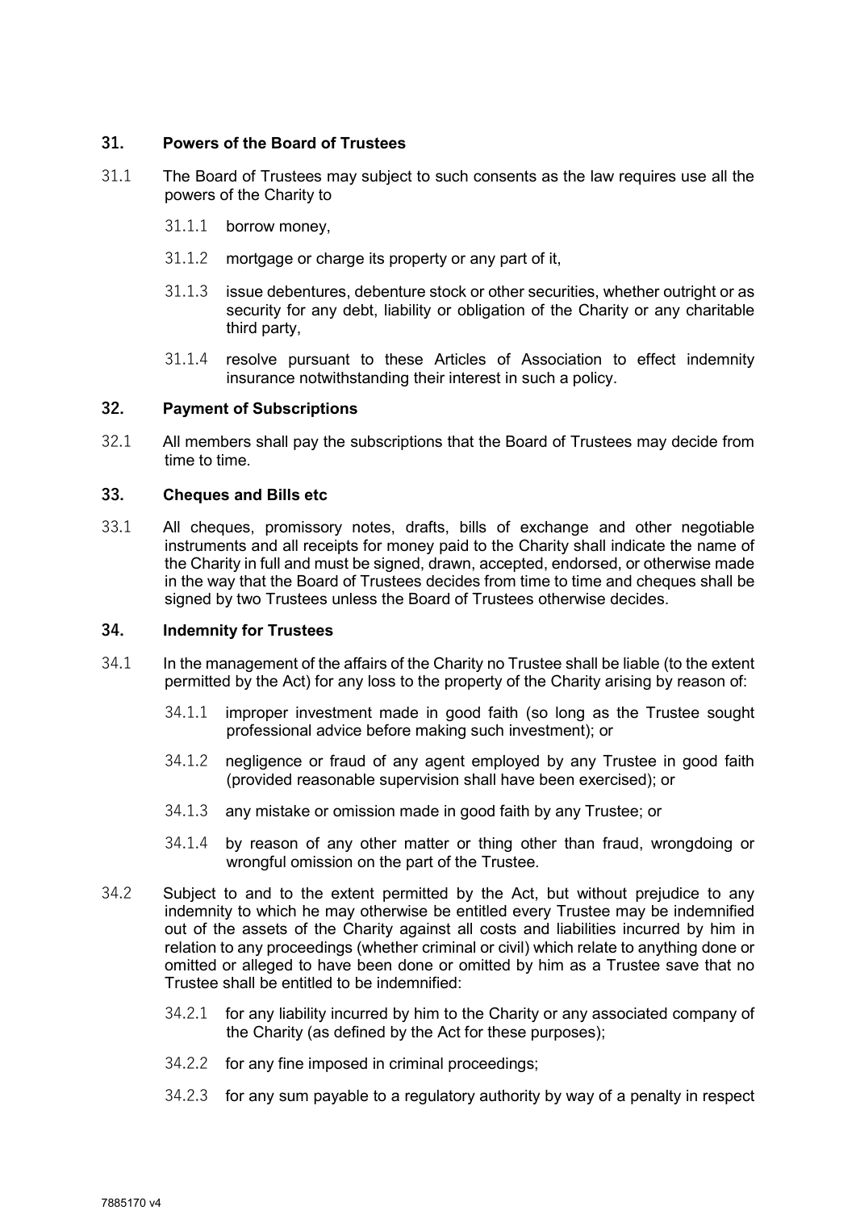## 31. Powers of the Board of Trustees

31.1 The Board of Trustees may subject to such consents as the law requires use all the powers of the Charity to

31.1.1 borrow money,

31.1.2 mortgage or charge its property or any part of it,

31.1.3 issue debentures, debenture stock or other securities, whether outright or as security for any debt, liability or obligation of the Charity or any charitable third party,

31.1.4 resolve pursuant to these Articles of Association to effect indemnity insurance notwithstanding their interest in such a policy.

## 32. Payment of Subscriptions

32.1 All members shall pay the subscriptions that the Board of Trustees may decide from time to time.

## 33. Cheques and Bills etc

33.1 All cheques, promissory notes, drafts, bills of exchange and other negotiable instruments and all receipts for money paid to the Charity shall indicate the name of the Charity in full and must be signed, drawn, accepted, endorsed, or otherwise made in the way that the Board of Trustees decides from time to time and cheques shall be signed by two Trustees unless the Board of Trustees otherwise decides.

## 34. Indemnity for Trustees

34.1 In the management of the affairs of the Charity no Trustee shall be liable (to the extent permitted by the Act) for any loss to the property of the Charity arising by reason of:

34.1.1 improper investment made in good faith (so long as the Trustee sought professional advice before making such investment); or

34.1.2 negligence or fraud of any agent employed by any Trustee in good faith (provided reasonable supervision shall have been exercised); or

34.1.3 any mistake or omission made in good faith by any Trustee; or

34.1.4 by reason of any other matter or thing other than fraud, wrongdoing or wrongful omission on the part of the Trustee.

34.2 Subject to and to the extent permitted by the Act, but without prejudice to any indemnity to which he may otherwise be entitled every Trustee may be indemnified out of the assets of the Charity against all costs and liabilities incurred by him in relation to any proceedings (whether criminal or civil) which relate to anything done or omitted or alleged to have been done or omitted by him as a Trustee save that no Trustee shall be entitled to be indemnified:

34.2.1 for any liability incurred by him to the Charity or any associated company of the Charity (as defined by the Act for these purposes);

34.2.2 for any fine imposed in criminal proceedings;

34.2.3 for any sum payable to a regulatory authority by way of a penalty in respect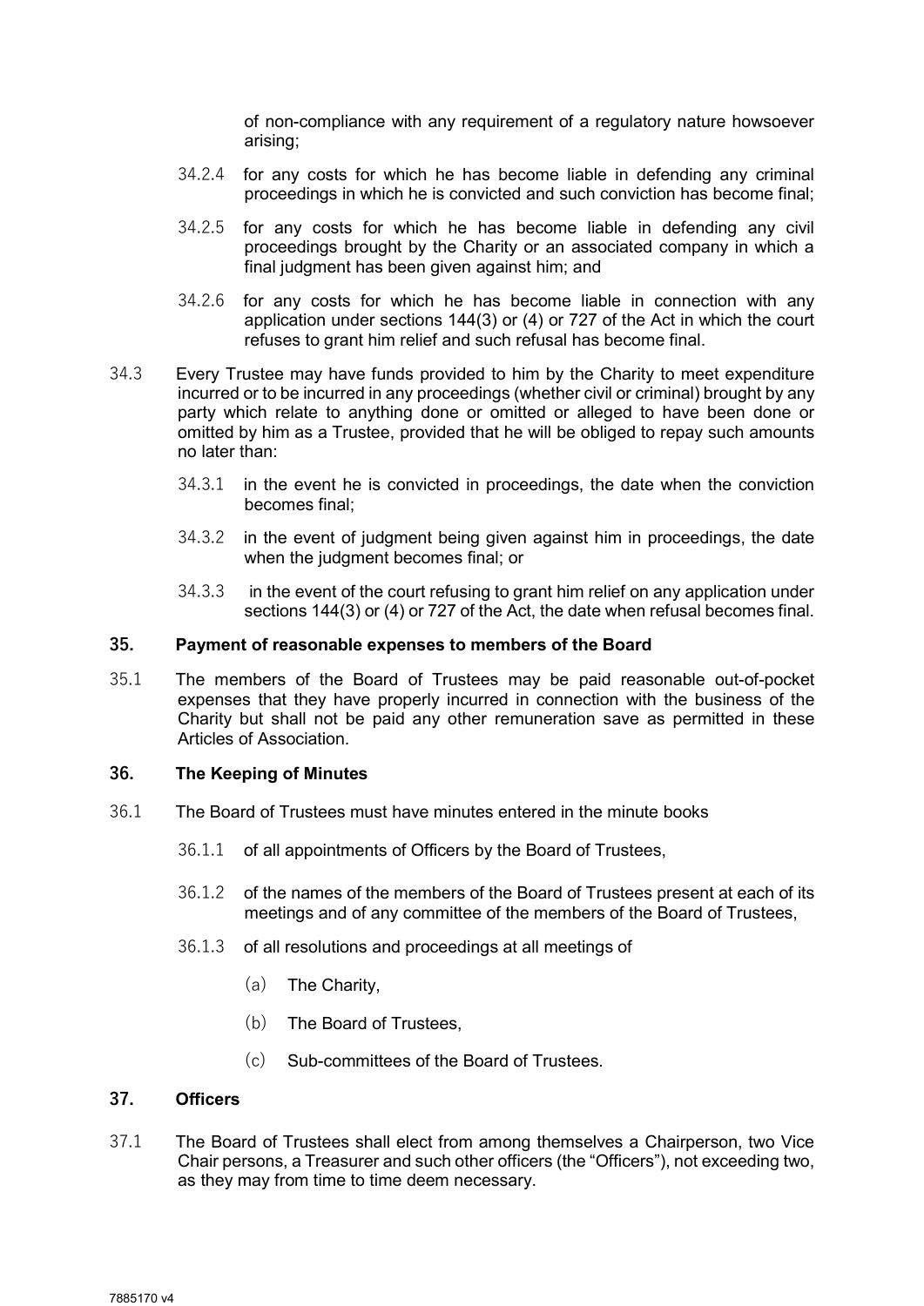of non-compliance with any requirement of a regulatory nature howsoever arising;

34.2.4 for any costs for which he has become liable in defending any criminal proceedings in which he is convicted and such conviction has become final;

34.2.5 for any costs for which he has become liable in defending any civil proceedings brought by the Charity or an associated company in which a final judgment has been given against him; and

34.2.6 for any costs for which he has become liable in connection with any application under sections 144(3) or (4) or 727 of the Act in which the court refuses to grant him relief and such refusal has become final.

34.3 Every Trustee may have funds provided to him by the Charity to meet expenditure incurred or to be incurred in any proceedings (whether civil or criminal) brought by any party which relate to anything done or omitted or alleged to have been done or omitted by him as a Trustee, provided that he will be obliged to repay such amounts no later than:

34.3.1 in the event he is convicted in proceedings, the date when the conviction becomes final;

34.3.2 in the event of judgment being given against him in proceedings, the date when the judgment becomes final; or

34.3.3 in the event of the court refusing to grant him relief on any application under sections 144(3) or (4) or 727 of the Act, the date when refusal becomes final.

### 35. Payment of reasonable expenses to members of the Board

35.1 The members of the Board of Trustees may be paid reasonable out-of-pocket expenses that they have properly incurred in connection with the business of the Charity but shall not be paid any other remuneration save as permitted in these Articles of Association.

### 36. The Keeping of Minutes

36.1 The Board of Trustees must have minutes entered in the minute books

36.1.1 of all appointments of Officers by the Board of Trustees,

36.1.2 of the names of the members of the Board of Trustees present at each of its meetings and of any committee of the members of the Board of Trustees,

36.1.3 of all resolutions and proceedings at all meetings of

(a) The Charity,

(b) The Board of Trustees,

(c) Sub-committees of the Board of Trustees.

### 37. Officers

37.1 The Board of Trustees shall elect from among themselves a Chairperson, two Vice Chair persons, a Treasurer and such other officers (the "Officers"), not exceeding two, as they may from time to time deem necessary.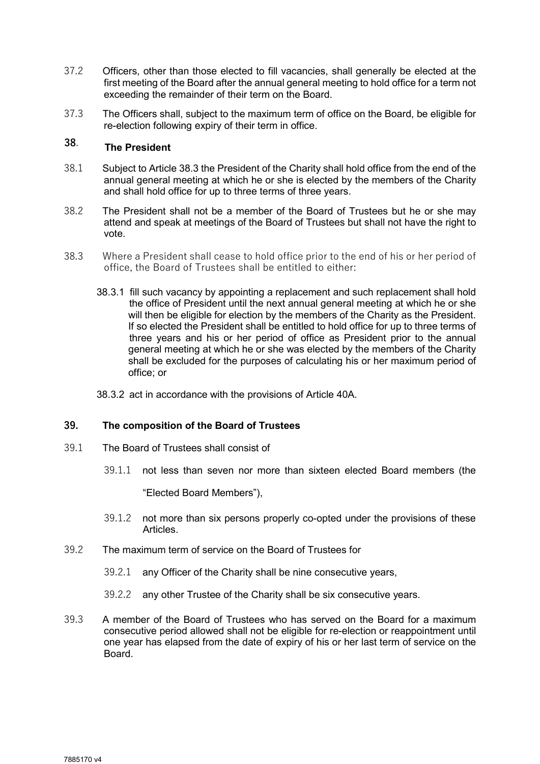37.2 Officers, other than those elected to fill vacancies, shall generally be elected at the first meeting of the Board after the annual general meeting to hold office for a term not exceeding the remainder of their term on the Board.

37.3 The Officers shall, subject to the maximum term of office on the Board, be eligible for re-election following expiry of their term in office.

## 38. The President

38.1 Subject to Article 38.3 the President of the Charity shall hold office from the end of the annual general meeting at which he or she is elected by the members of the Charity and shall hold office for up to three terms of three years.

38.2 The President shall not be a member of the Board of Trustees but he or she may attend and speak at meetings of the Board of Trustees but shall not have the right to vote.

38.3 Where a President shall cease to hold office prior to the end of his or her period of office, the Board of Trustees shall be entitled to either:

38.3.1 fill such vacancy by appointing a replacement and such replacement shall hold the office of President until the next annual general meeting at which he or she will then be eligible for election by the members of the Charity as the President. If so elected the President shall be entitled to hold office for up to three terms of three years and his or her period of office as President prior to the annual general meeting at which he or she was elected by the members of the Charity shall be excluded for the purposes of calculating his or her maximum period of office; or

38.3.2 act in accordance with the provisions of Article 40A.

## 39. The composition of the Board of Trustees

39.1 The Board of Trustees shall consist of

39.1.1 not less than seven nor more than sixteen elected Board members (the "Elected Board Members"),

39.1.2 not more than six persons properly co-opted under the provisions of these Articles.

39.2 The maximum term of service on the Board of Trustees for

39.2.1 any Officer of the Charity shall be nine consecutive years,

39.2.2 any other Trustee of the Charity shall be six consecutive years.

39.3 A member of the Board of Trustees who has served on the Board for a maximum consecutive period allowed shall not be eligible for re-election or reappointment until one year has elapsed from the date of expiry of his or her last term of service on the Board.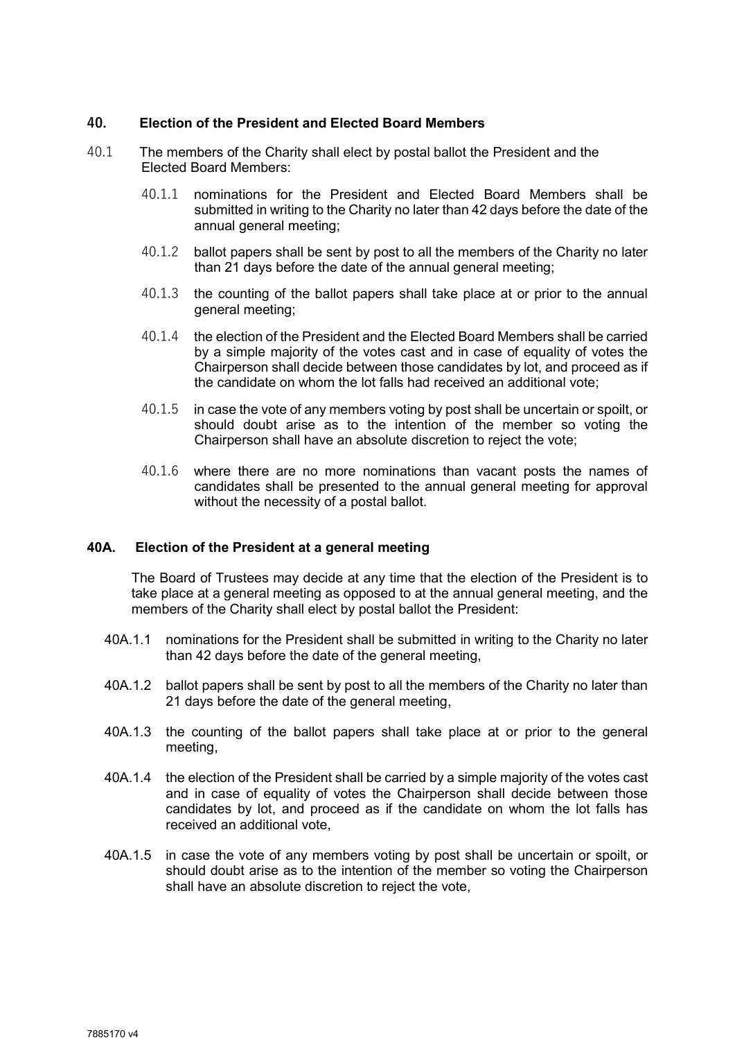## 40. Election of the President and Elected Board Members

40.1 The members of the Charity shall elect by postal ballot the President and the Elected Board Members:

40.1.1 nominations for the President and Elected Board Members shall be submitted in writing to the Charity no later than 42 days before the date of the annual general meeting;

40.1.2 ballot papers shall be sent by post to all the members of the Charity no later than 21 days before the date of the annual general meeting;

40.1.3 the counting of the ballot papers shall take place at or prior to the annual general meeting;

40.1.4 the election of the President and the Elected Board Members shall be carried by a simple majority of the votes cast and in case of equality of votes the Chairperson shall decide between those candidates by lot, and proceed as if the candidate on whom the lot falls had received an additional vote;

40.1.5 in case the vote of any members voting by post shall be uncertain or spoilt, or should doubt arise as to the intention of the member so voting the Chairperson shall have an absolute discretion to reject the vote;

40.1.6 where there are no more nominations than vacant posts the names of candidates shall be presented to the annual general meeting for approval without the necessity of a postal ballot.

## 40A. Election of the President at a general meeting

The Board of Trustees may decide at any time that the election of the President is to take place at a general meeting as opposed to at the annual general meeting, and the members of the Charity shall elect by postal ballot the President:

40A.1.1 nominations for the President shall be submitted in writing to the Charity no later than 42 days before the date of the general meeting,

40A.1.2 ballot papers shall be sent by post to all the members of the Charity no later than 21 days before the date of the general meeting,

40A.1.3 the counting of the ballot papers shall take place at or prior to the general meeting,

40A.1.4 the election of the President shall be carried by a simple majority of the votes cast and in case of equality of votes the Chairperson shall decide between those candidates by lot, and proceed as if the candidate on whom the lot falls has received an additional vote,

40A.1.5 in case the vote of any members voting by post shall be uncertain or spoilt, or should doubt arise as to the intention of the member so voting the Chairperson shall have an absolute discretion to reject the vote,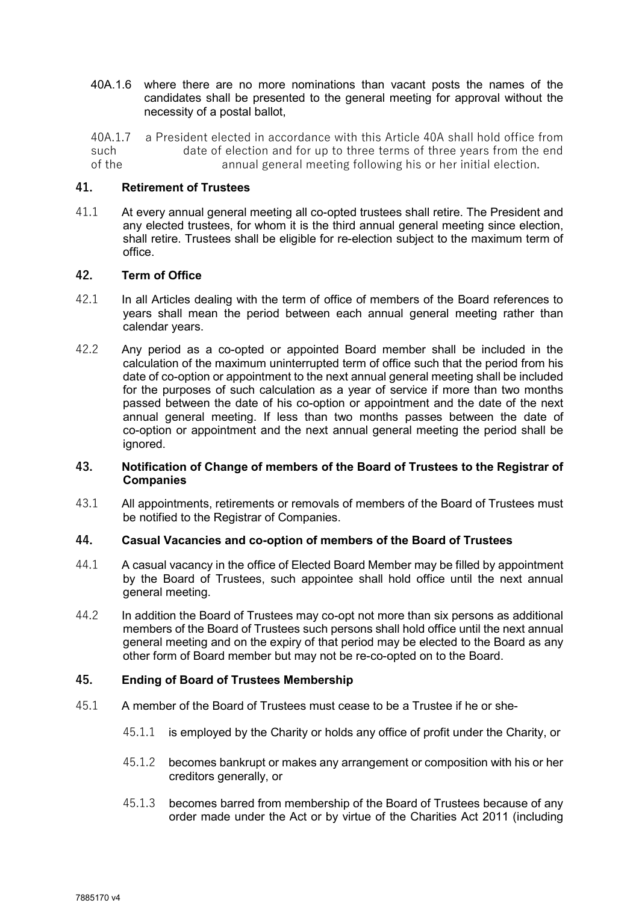40A.1.6 where there are no more nominations than vacant posts the names of the candidates shall be presented to the general meeting for approval without the necessity of a postal ballot,

40A.1.7 a President elected in accordance with this Article 40A shall hold office from such date of election and for up to three terms of three years from the end of the annual general meeting following his or her initial election.

## 41. Retirement of Trustees

41.1 At every annual general meeting all co-opted trustees shall retire. The President and any elected trustees, for whom it is the third annual general meeting since election, shall retire. Trustees shall be eligible for re-election subject to the maximum term of office.

## 42. Term of Office

42.1 In all Articles dealing with the term of office of members of the Board references to years shall mean the period between each annual general meeting rather than calendar years.

42.2 Any period as a co-opted or appointed Board member shall be included in the calculation of the maximum uninterrupted term of office such that the period from his date of co-option or appointment to the next annual general meeting shall be included for the purposes of such calculation as a year of service if more than two months passed between the date of his co-option or appointment and the date of the next annual general meeting. If less than two months passes between the date of co-option or appointment and the next annual general meeting the period shall be ignored.

## 43. Notification of Change of members of the Board of Trustees to the Registrar of Companies

43.1 All appointments, retirements or removals of members of the Board of Trustees must be notified to the Registrar of Companies.

## 44. Casual Vacancies and co-option of members of the Board of Trustees

44.1 A casual vacancy in the office of Elected Board Member may be filled by appointment by the Board of Trustees, such appointee shall hold office until the next annual general meeting.

44.2 In addition the Board of Trustees may co-opt not more than six persons as additional members of the Board of Trustees such persons shall hold office until the next annual general meeting and on the expiry of that period may be elected to the Board as any other form of Board member but may not be re-co-opted on to the Board.

## 45. Ending of Board of Trustees Membership

45.1 A member of the Board of Trustees must cease to be a Trustee if he or she-

45.1.1 is employed by the Charity or holds any office of profit under the Charity, or

45.1.2 becomes bankrupt or makes any arrangement or composition with his or her creditors generally, or

45.1.3 becomes barred from membership of the Board of Trustees because of any order made under the Act or by virtue of the Charities Act 2011 (including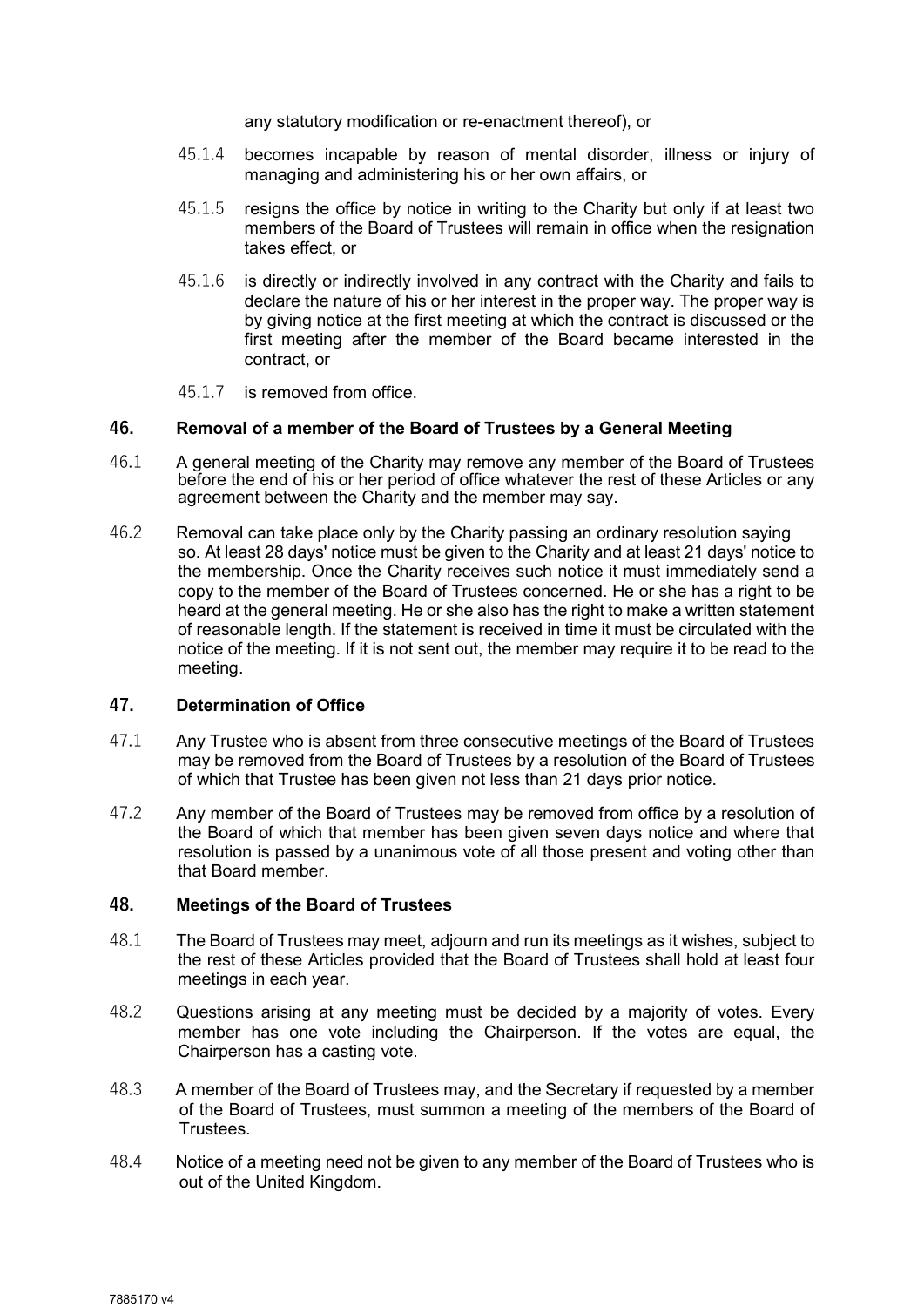any statutory modification or re-enactment thereof), or

45.1.4 becomes incapable by reason of mental disorder, illness or injury of managing and administering his or her own affairs, or

45.1.5 resigns the office by notice in writing to the Charity but only if at least two members of the Board of Trustees will remain in office when the resignation takes effect, or

45.1.6 is directly or indirectly involved in any contract with the Charity and fails to declare the nature of his or her interest in the proper way. The proper way is by giving notice at the first meeting at which the contract is discussed or the first meeting after the member of the Board became interested in the contract, or

45.1.7 is removed from office.

## 46. Removal of a member of the Board of Trustees by a General Meeting

46.1 A general meeting of the Charity may remove any member of the Board of Trustees before the end of his or her period of office whatever the rest of these Articles or any agreement between the Charity and the member may say.

46.2 Removal can take place only by the Charity passing an ordinary resolution saying so. At least 28 days' notice must be given to the Charity and at least 21 days' notice to the membership. Once the Charity receives such notice it must immediately send a copy to the member of the Board of Trustees concerned. He or she has a right to be heard at the general meeting. He or she also has the right to make a written statement of reasonable length. If the statement is received in time it must be circulated with the notice of the meeting. If it is not sent out, the member may require it to be read to the meeting.

## 47. Determination of Office

47.1 Any Trustee who is absent from three consecutive meetings of the Board of Trustees may be removed from the Board of Trustees by a resolution of the Board of Trustees of which that Trustee has been given not less than 21 days prior notice.

47.2 Any member of the Board of Trustees may be removed from office by a resolution of the Board of which that member has been given seven days notice and where that resolution is passed by a unanimous vote of all those present and voting other than that Board member.

## 48. Meetings of the Board of Trustees

48.1 The Board of Trustees may meet, adjourn and run its meetings as it wishes, subject to the rest of these Articles provided that the Board of Trustees shall hold at least four meetings in each year.

48.2 Questions arising at any meeting must be decided by a majority of votes. Every member has one vote including the Chairperson. If the votes are equal, the Chairperson has a casting vote.

48.3 A member of the Board of Trustees may, and the Secretary if requested by a member of the Board of Trustees, must summon a meeting of the members of the Board of Trustees.

48.4 Notice of a meeting need not be given to any member of the Board of Trustees who is out of the United Kingdom.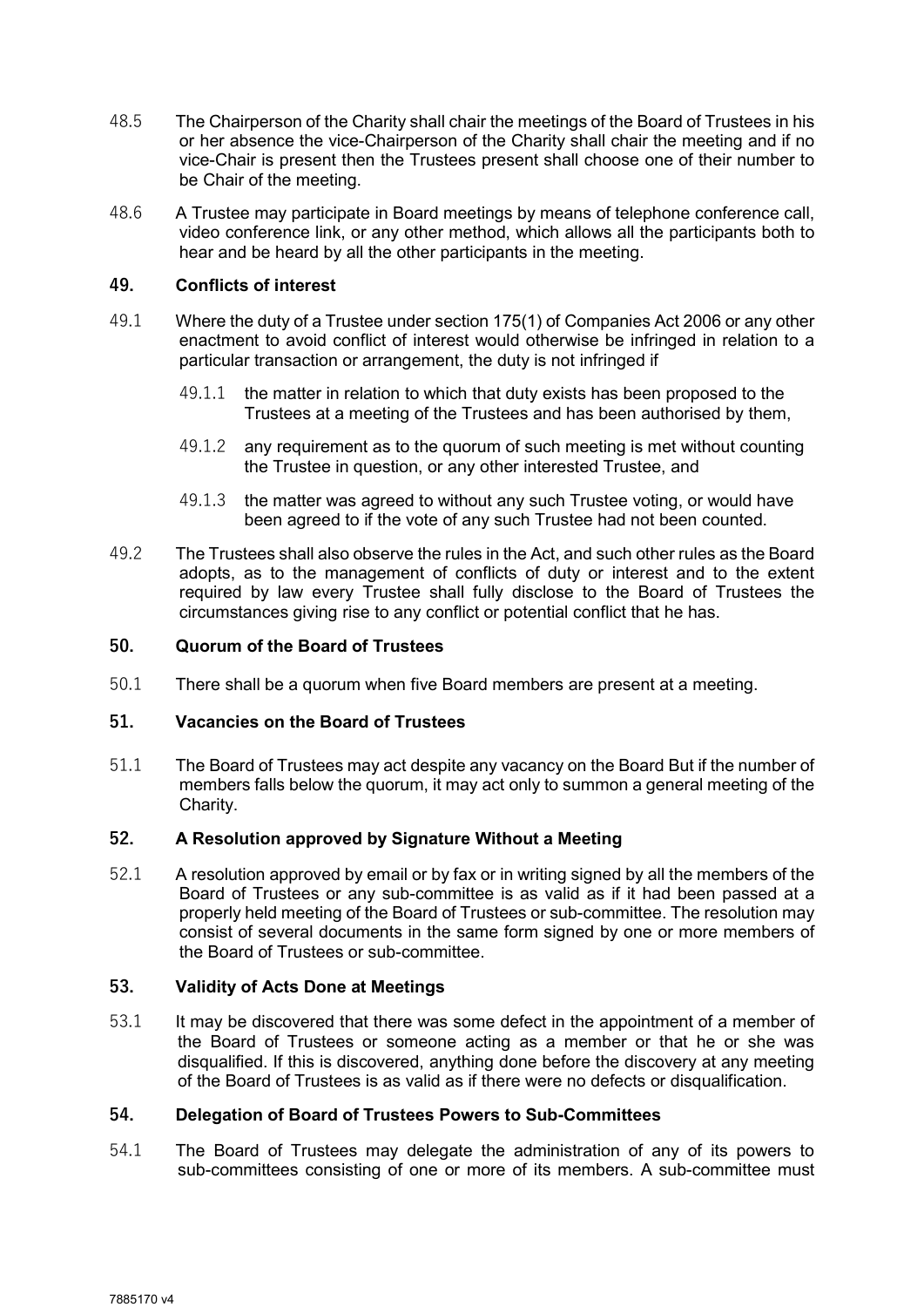48.5 The Chairperson of the Charity shall chair the meetings of the Board of Trustees in his or her absence the vice-Chairperson of the Charity shall chair the meeting and if no vice-Chair is present then the Trustees present shall choose one of their number to be Chair of the meeting.

48.6 A Trustee may participate in Board meetings by means of telephone conference call, video conference link, or any other method, which allows all the participants both to hear and be heard by all the other participants in the meeting.

## 49. Conflicts of interest

49.1 Where the duty of a Trustee under section 175(1) of Companies Act 2006 or any other enactment to avoid conflict of interest would otherwise be infringed in relation to a particular transaction or arrangement, the duty is not infringed if

49.1.1 the matter in relation to which that duty exists has been proposed to the Trustees at a meeting of the Trustees and has been authorised by them,

49.1.2 any requirement as to the quorum of such meeting is met without counting the Trustee in question, or any other interested Trustee, and

49.1.3 the matter was agreed to without any such Trustee voting, or would have been agreed to if the vote of any such Trustee had not been counted.

49.2 The Trustees shall also observe the rules in the Act, and such other rules as the Board adopts, as to the management of conflicts of duty or interest and to the extent required by law every Trustee shall fully disclose to the Board of Trustees the circumstances giving rise to any conflict or potential conflict that he has.

## 50. Quorum of the Board of Trustees

50.1 There shall be a quorum when five Board members are present at a meeting.

## 51. Vacancies on the Board of Trustees

51.1 The Board of Trustees may act despite any vacancy on the Board But if the number of members falls below the quorum, it may act only to summon a general meeting of the Charity.

## 52. A Resolution approved by Signature Without a Meeting

52.1 A resolution approved by email or by fax or in writing signed by all the members of the Board of Trustees or any sub-committee is as valid as if it had been passed at a properly held meeting of the Board of Trustees or sub-committee. The resolution may consist of several documents in the same form signed by one or more members of the Board of Trustees or sub-committee.

## 53. Validity of Acts Done at Meetings

53.1 It may be discovered that there was some defect in the appointment of a member of the Board of Trustees or someone acting as a member or that he or she was disqualified. If this is discovered, anything done before the discovery at any meeting of the Board of Trustees is as valid as if there were no defects or disqualification.

## 54. Delegation of Board of Trustees Powers to Sub-Committees

54.1 The Board of Trustees may delegate the administration of any of its powers to sub-committees consisting of one or more of its members. A sub-committee must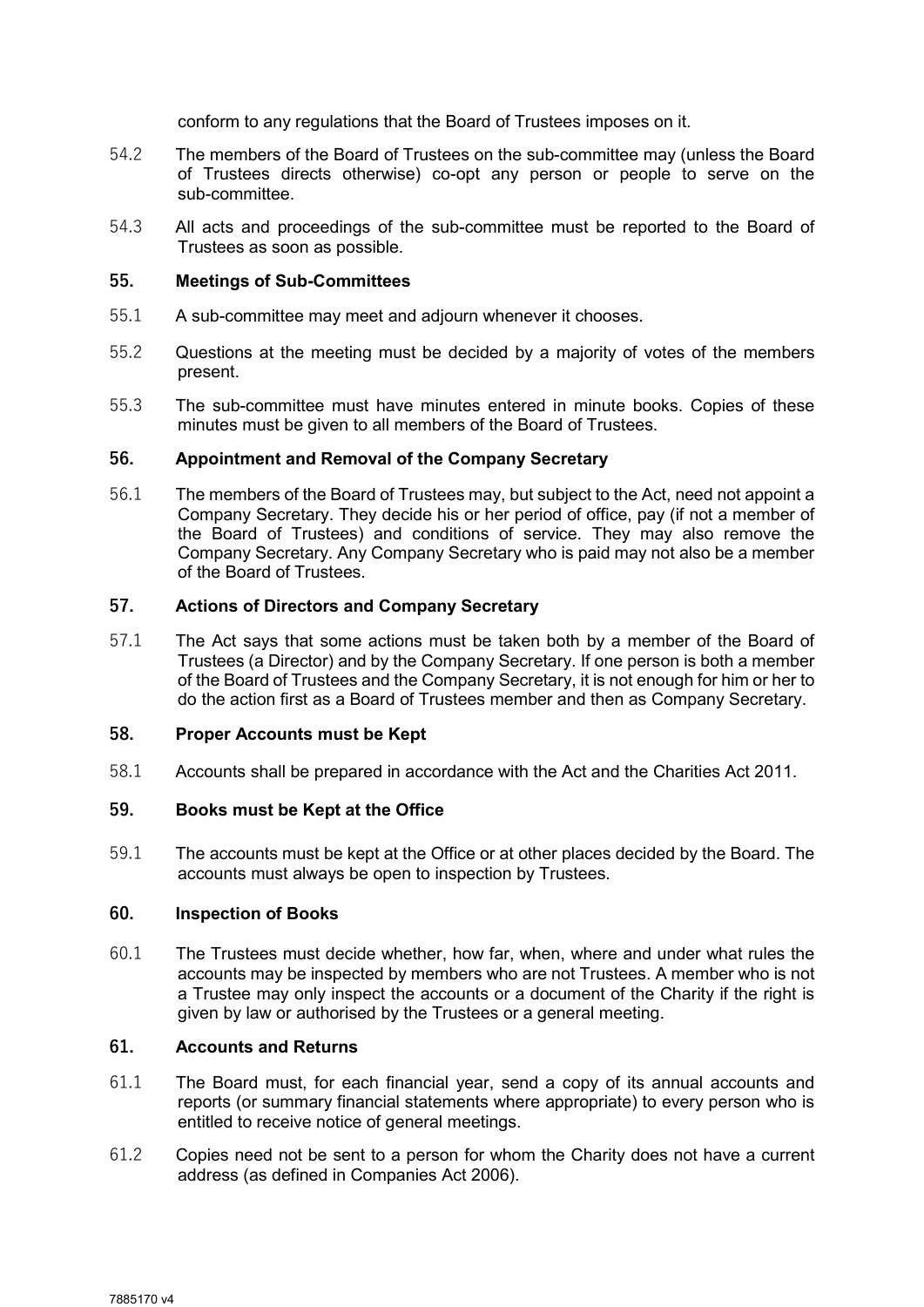conform to any regulations that the Board of Trustees imposes on it.

54.2 The members of the Board of Trustees on the sub-committee may (unless the Board of Trustees directs otherwise) co-opt any person or people to serve on the sub-committee.

54.3 All acts and proceedings of the sub-committee must be reported to the Board of Trustees as soon as possible.

### 55. Meetings of Sub-Committees

55.1 A sub-committee may meet and adjourn whenever it chooses.

55.2 Questions at the meeting must be decided by a majority of votes of the members present.

55.3 The sub-committee must have minutes entered in minute books. Copies of these minutes must be given to all members of the Board of Trustees.

### 56. Appointment and Removal of the Company Secretary

56.1 The members of the Board of Trustees may, but subject to the Act, need not appoint a Company Secretary. They decide his or her period of office, pay (if not a member of the Board of Trustees) and conditions of service. They may also remove the Company Secretary. Any Company Secretary who is paid may not also be a member of the Board of Trustees.

### 57. Actions of Directors and Company Secretary

57.1 The Act says that some actions must be taken both by a member of the Board of Trustees (a Director) and by the Company Secretary. If one person is both a member of the Board of Trustees and the Company Secretary, it is not enough for him or her to do the action first as a Board of Trustees member and then as Company Secretary.

### 58. Proper Accounts must be Kept

58.1 Accounts shall be prepared in accordance with the Act and the Charities Act 2011.

### 59. Books must be Kept at the Office

59.1 The accounts must be kept at the Office or at other places decided by the Board. The accounts must always be open to inspection by Trustees.

### 60. Inspection of Books

60.1 The Trustees must decide whether, how far, when, where and under what rules the accounts may be inspected by members who are not Trustees. A member who is not a Trustee may only inspect the accounts or a document of the Charity if the right is given by law or authorised by the Trustees or a general meeting.

### 61. Accounts and Returns

61.1 The Board must, for each financial year, send a copy of its annual accounts and reports (or summary financial statements where appropriate) to every person who is entitled to receive notice of general meetings.

61.2 Copies need not be sent to a person for whom the Charity does not have a current address (as defined in Companies Act 2006).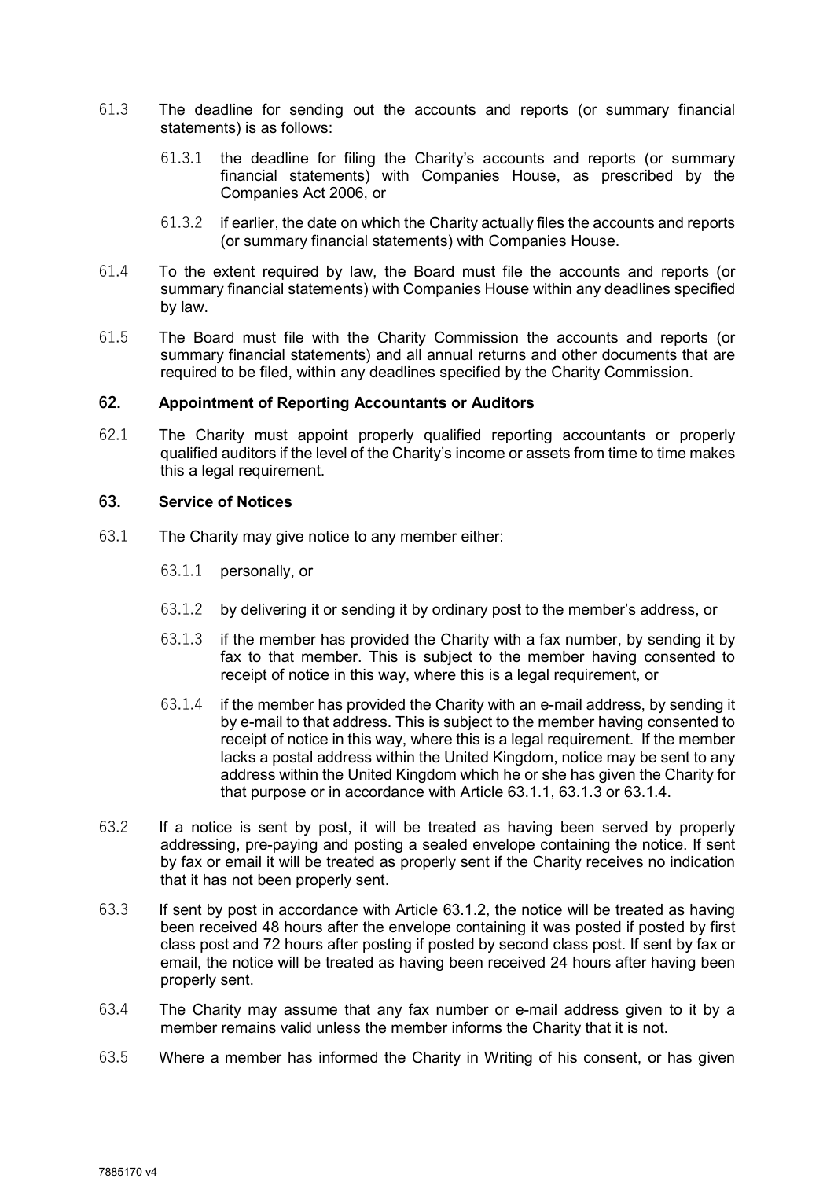61.3 The deadline for sending out the accounts and reports (or summary financial statements) is as follows:

61.3.1 the deadline for filing the Charity's accounts and reports (or summary financial statements) with Companies House, as prescribed by the Companies Act 2006, or

61.3.2 if earlier, the date on which the Charity actually files the accounts and reports (or summary financial statements) with Companies House.

61.4 To the extent required by law, the Board must file the accounts and reports (or summary financial statements) with Companies House within any deadlines specified by law.

61.5 The Board must file with the Charity Commission the accounts and reports (or summary financial statements) and all annual returns and other documents that are required to be filed, within any deadlines specified by the Charity Commission.

## 62. Appointment of Reporting Accountants or Auditors

62.1 The Charity must appoint properly qualified reporting accountants or properly qualified auditors if the level of the Charity's income or assets from time to time makes this a legal requirement.

## 63. Service of Notices

63.1 The Charity may give notice to any member either:

63.1.1 personally, or

63.1.2 by delivering it or sending it by ordinary post to the member's address, or

63.1.3 if the member has provided the Charity with a fax number, by sending it by fax to that member. This is subject to the member having consented to receipt of notice in this way, where this is a legal requirement, or

63.1.4 if the member has provided the Charity with an e-mail address, by sending it by e-mail to that address. This is subject to the member having consented to receipt of notice in this way, where this is a legal requirement. If the member lacks a postal address within the United Kingdom, notice may be sent to any address within the United Kingdom which he or she has given the Charity for that purpose or in accordance with Article 63.1.1, 63.1.3 or 63.1.4.

63.2 If a notice is sent by post, it will be treated as having been served by properly addressing, pre-paying and posting a sealed envelope containing the notice. If sent by fax or email it will be treated as properly sent if the Charity receives no indication that it has not been properly sent.

63.3 If sent by post in accordance with Article 63.1.2, the notice will be treated as having been received 48 hours after the envelope containing it was posted if posted by first class post and 72 hours after posting if posted by second class post. If sent by fax or email, the notice will be treated as having been received 24 hours after having been properly sent.

63.4 The Charity may assume that any fax number or e-mail address given to it by a member remains valid unless the member informs the Charity that it is not.

63.5 Where a member has informed the Charity in Writing of his consent, or has given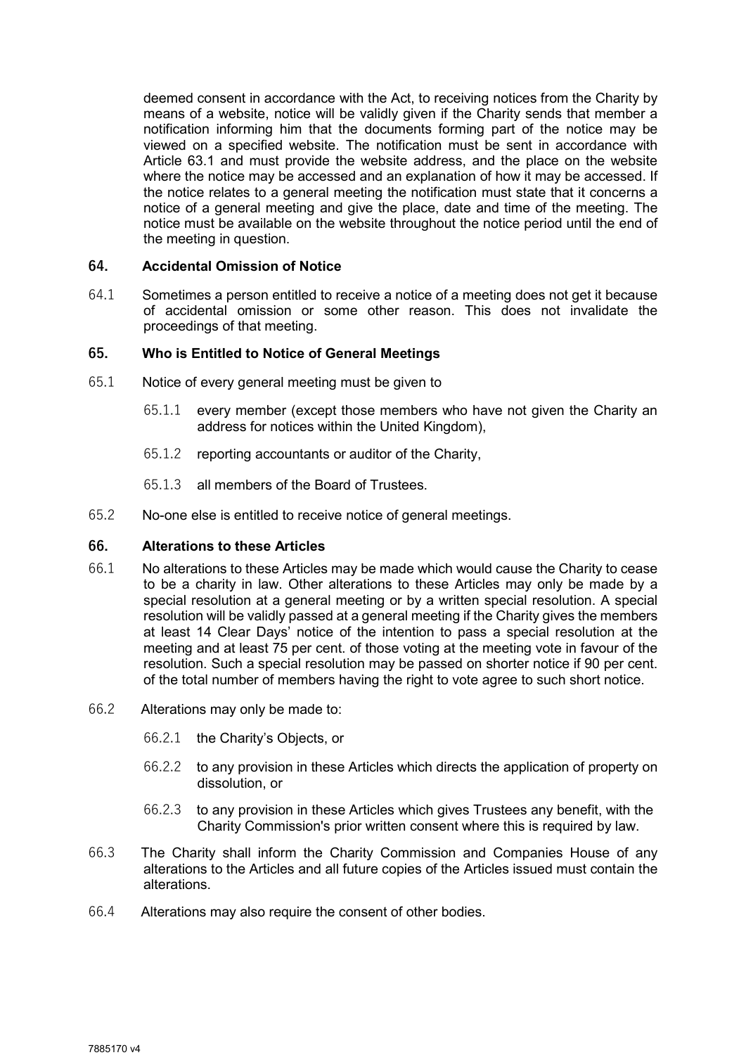deemed consent in accordance with the Act, to receiving notices from the Charity by means of a website, notice will be validly given if the Charity sends that member a notification informing him that the documents forming part of the notice may be viewed on a specified website. The notification must be sent in accordance with Article 63.1 and must provide the website address, and the place on the website where the notice may be accessed and an explanation of how it may be accessed. If the notice relates to a general meeting the notification must state that it concerns a notice of a general meeting and give the place, date and time of the meeting. The notice must be available on the website throughout the notice period until the end of the meeting in question.

## 64. Accidental Omission of Notice

64.1 Sometimes a person entitled to receive a notice of a meeting does not get it because of accidental omission or some other reason. This does not invalidate the proceedings of that meeting.

## 65. Who is Entitled to Notice of General Meetings

65.1 Notice of every general meeting must be given to

- 65.1.1 every member (except those members who have not given the Charity an address for notices within the United Kingdom),
- 65.1.2 reporting accountants or auditor of the Charity,
- 65.1.3 all members of the Board of Trustees.

65.2 No-one else is entitled to receive notice of general meetings.

## 66. Alterations to these Articles

66.1 No alterations to these Articles may be made which would cause the Charity to cease to be a charity in law. Other alterations to these Articles may only be made by a special resolution at a general meeting or by a written special resolution. A special resolution will be validly passed at a general meeting if the Charity gives the members at least 14 Clear Days' notice of the intention to pass a special resolution at the meeting and at least 75 per cent. of those voting at the meeting vote in favour of the resolution. Such a special resolution may be passed on shorter notice if 90 per cent. of the total number of members having the right to vote agree to such short notice.

66.2 Alterations may only be made to:

- 66.2.1 the Charity's Objects, or
- 66.2.2 to any provision in these Articles which directs the application of property on dissolution, or
- 66.2.3 to any provision in these Articles which gives Trustees any benefit, with the Charity Commission's prior written consent where this is required by law.

66.3 The Charity shall inform the Charity Commission and Companies House of any alterations to the Articles and all future copies of the Articles issued must contain the alterations.

66.4 Alterations may also require the consent of other bodies.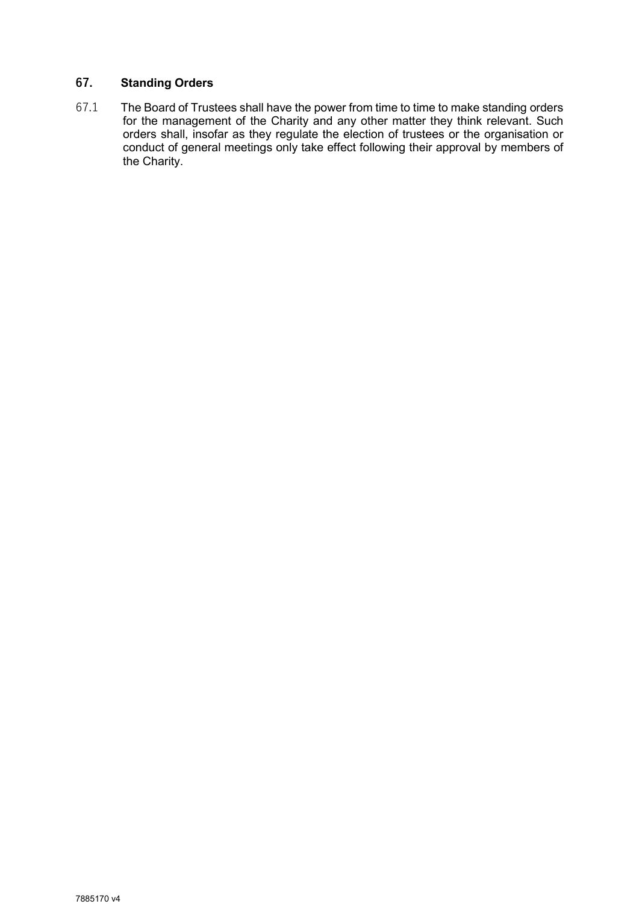## 67. Standing Orders

67.1 The Board of Trustees shall have the power from time to time to make standing orders for the management of the Charity and any other matter they think relevant. Such orders shall, insofar as they regulate the election of trustees or the organisation or conduct of general meetings only take effect following their approval by members of the Charity.